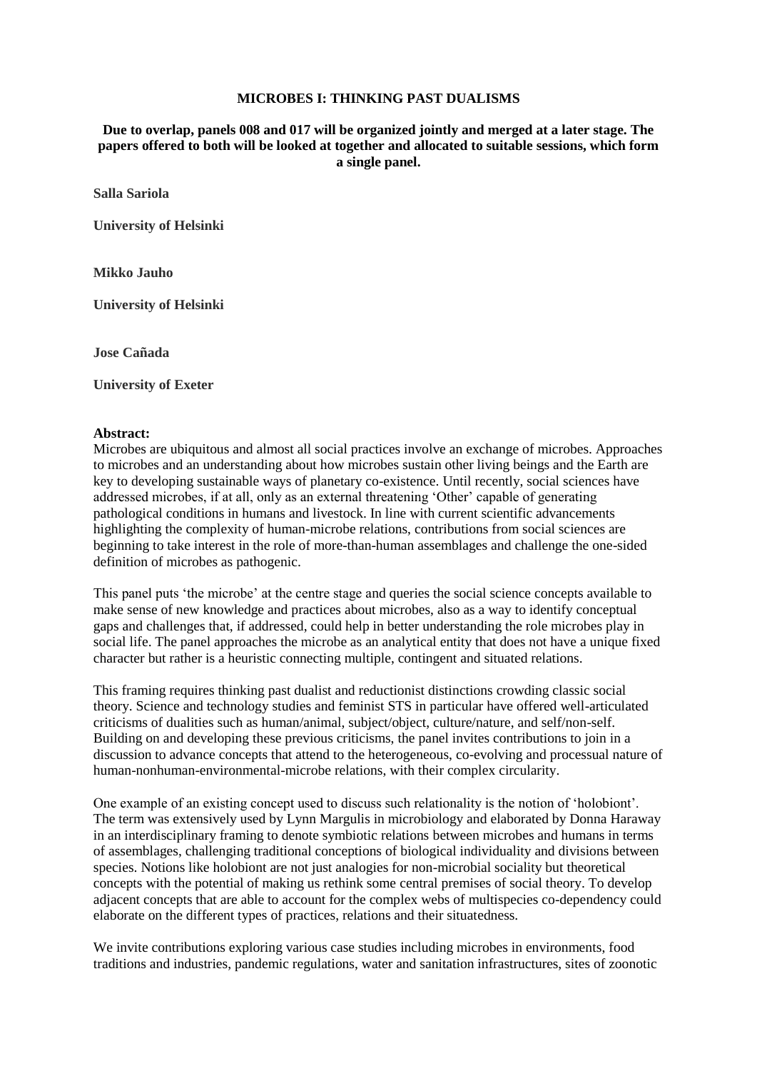# MICROBES I: THINKING PAST DUALISMS

**Due to overlap, panels 008 and 017 will be organized jointly and merged at a later stage. The papers offered to both will be looked at together and allocated to suitable sessions, which form a single panel.**

**Salla Sariola**

**University of Helsinki**

**Mikko Jauho**

**University of Helsinki**

**Jose Cañada**

**University of Exeter**

**Abstract:**

Microbes are ubiquitous and almost all social practices involve an exchange of microbes. Approaches to microbes and an understanding about how microbes sustain other living beings and the Earth are key to developing sustainable ways of planetary co-existence. Until recently, social sciences have addressed microbes, if at all, only as an external threatening 'Other' capable of generating pathological conditions in humans and livestock. In line with current scientific advancements highlighting the complexity of human-microbe relations, contributions from social sciences are beginning to take interest in the role of more-than-human assemblages and challenge the one-sided definition of microbes as pathogenic.

This panel puts 'the microbe' at the centre stage and queries the social science concepts available to make sense of new knowledge and practices about microbes, also as a way to identify conceptual gaps and challenges that, if addressed, could help in better understanding the role microbes play in social life. The panel approaches the microbe as an analytical entity that does not have a unique fixed character but rather is a heuristic connecting multiple, contingent and situated relations.

This framing requires thinking past dualist and reductionist distinctions crowding classic social theory. Science and technology studies and feminist STS in particular have offered well-articulated criticisms of dualities such as human/animal, subject/object, culture/nature, and self/non-self. Building on and developing these previous criticisms, the panel invites contributions to join in a discussion to advance concepts that attend to the heterogeneous, co-evolving and processual nature of human-nonhuman-environmental-microbe relations, with their complex circularity.

One example of an existing concept used to discuss such relationality is the notion of 'holobiont'. The term was extensively used by Lynn Margulis in microbiology and elaborated by Donna Haraway in an interdisciplinary framing to denote symbiotic relations between microbes and humans in terms of assemblages, challenging traditional conceptions of biological individuality and divisions between species. Notions like holobiont are not just analogies for non-microbial sociality but theoretical concepts with the potential of making us rethink some central premises of social theory. To develop adjacent concepts that are able to account for the complex webs of multispecies co-dependency could elaborate on the different types of practices, relations and their situatedness.

We invite contributions exploring various case studies including microbes in environments, food traditions and industries, pandemic regulations, water and sanitation infrastructures, sites of zoonotic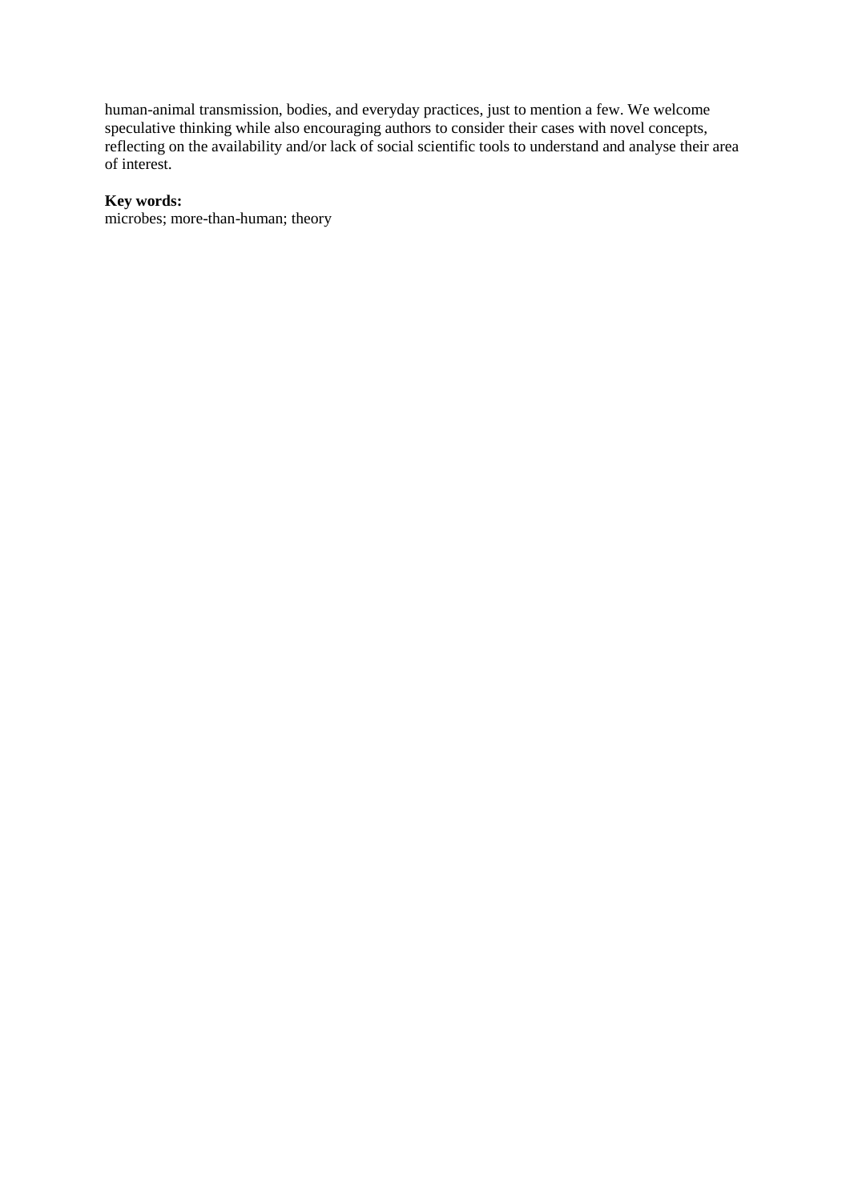human-animal transmission, bodies, and everyday practices, just to mention a few. We welcome speculative thinking while also encouraging authors to consider their cases with novel concepts, reflecting on the availability and/or lack of social scientific tools to understand and analyse their area of interest.

**Key words:**
microbes; more-than-human; theory